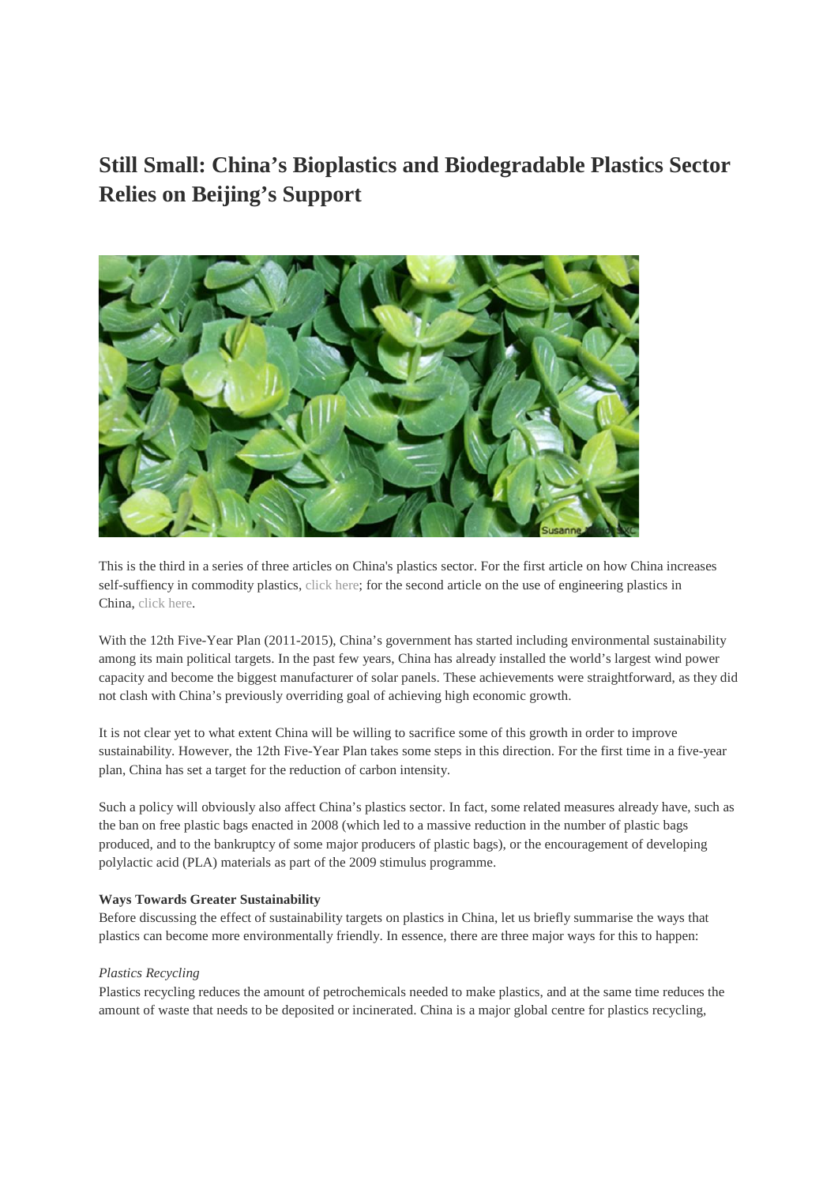# Still Small: China's Bioplastics and Biodegradable Plastics Sector Relies on Beijing's Support

This is the third in a series of three articles on China's plastics sector. For the first article on how China increases self-suffiency in commodity plastics, click here; for the second article on the use of engineering plastics in China, click here.

With the 12th Five-Year Plan (2011-2015), China's government has started including environmental sustainability among its main political targets. In the past few years, China has already installed the world's largest wind power capacity and become the biggest manufacturer of solar panels. These achievements were straightforward, as they did not clash with China's previously overriding goal of achieving high economic growth.

It is not clear yet to what extent China will be willing to sacrifice some of this growth in order to improve sustainability. However, the 12th Five-Year Plan takes some steps in this direction. For the first time in a five-year plan, China has set a target for the reduction of carbon intensity.

Such a policy will obviously also affect China's plastics sector. In fact, some related measures already have, such as the ban on free plastic bags enacted in 2008 (which led to a massive reduction in the number of plastic bags produced, and to the bankruptcy of some major producers of plastic bags), or the encouragement of developing polylactic acid (PLA) materials as part of the 2009 stimulus programme.

**Ways Towards Greater Sustainability**

Before discussing the effect of sustainability targets on plastics in China, let us briefly summarise the ways that plastics can become more environmentally friendly. In essence, there are three major ways for this to happen:

*Plastics Recycling*

Plastics recycling reduces the amount of petrochemicals needed to make plastics, and at the same time reduces the amount of waste that needs to be deposited or incinerated. China is a major global centre for plastics recycling,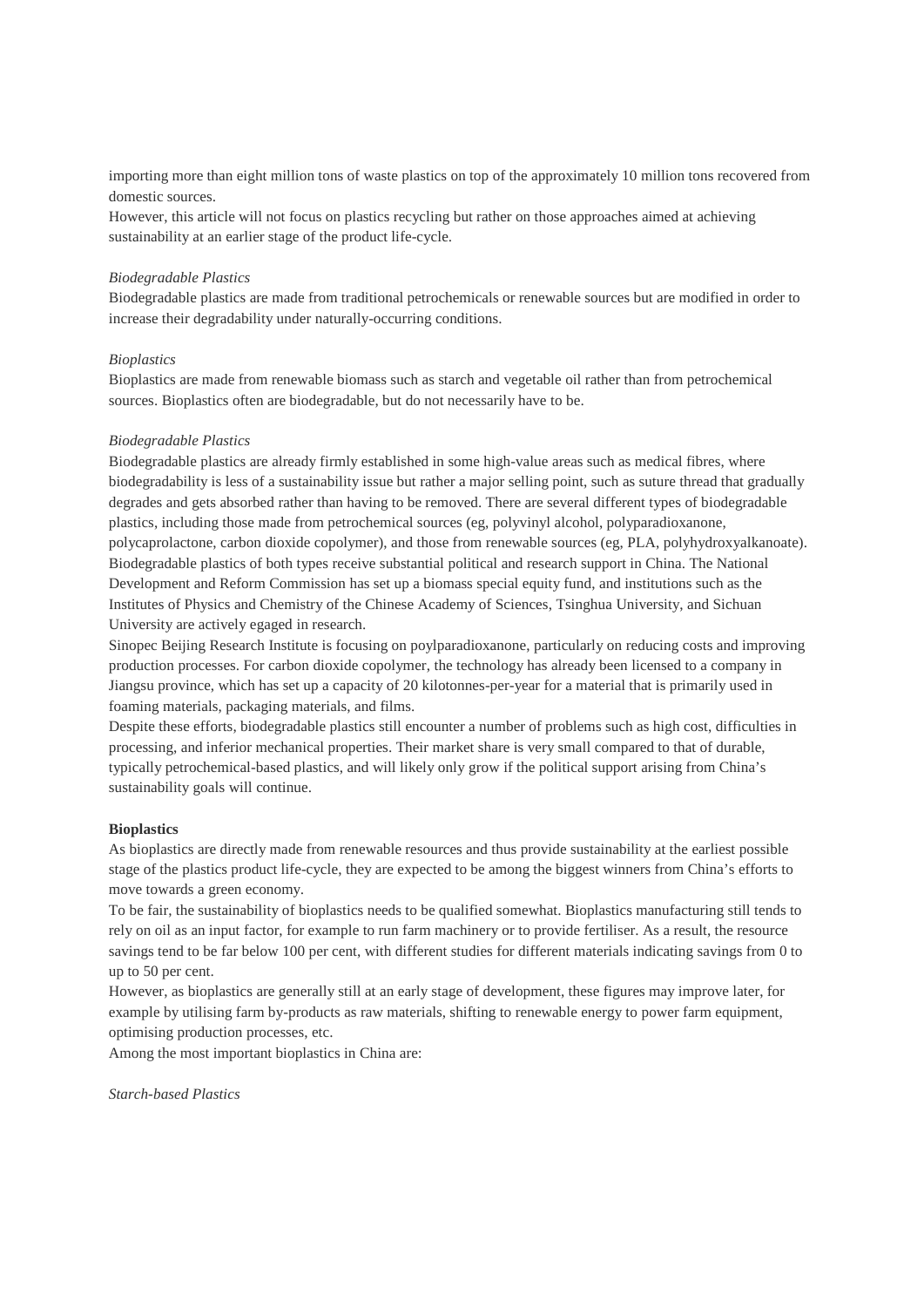importing more than eight million tons of waste plastics on top of the approximately 10 million tons recovered from domestic sources.
However, this article will not focus on plastics recycling but rather on those approaches aimed at achieving sustainability at an earlier stage of the product life-cycle.

*Biodegradable Plastics*
Biodegradable plastics are made from traditional petrochemicals or renewable sources but are modified in order to increase their degradability under naturally-occurring conditions.

*Bioplastics*
Bioplastics are made from renewable biomass such as starch and vegetable oil rather than from petrochemical sources. Bioplastics often are biodegradable, but do not necessarily have to be.

*Biodegradable Plastics*
Biodegradable plastics are already firmly established in some high-value areas such as medical fibres, where biodegradability is less of a sustainability issue but rather a major selling point, such as suture thread that gradually degrades and gets absorbed rather than having to be removed. There are several different types of biodegradable plastics, including those made from petrochemical sources (eg, polyvinyl alcohol, polyparadioxanone, polycaprolactone, carbon dioxide copolymer), and those from renewable sources (eg, PLA, polyhydroxyalkanoate).
Biodegradable plastics of both types receive substantial political and research support in China. The National Development and Reform Commission has set up a biomass special equity fund, and institutions such as the Institutes of Physics and Chemistry of the Chinese Academy of Sciences, Tsinghua University, and Sichuan University are actively egaged in research.
Sinopec Beijing Research Institute is focusing on poylparadioxanone, particularly on reducing costs and improving production processes. For carbon dioxide copolymer, the technology has already been licensed to a company in Jiangsu province, which has set up a capacity of 20 kilotonnes-per-year for a material that is primarily used in foaming materials, packaging materials, and films.
Despite these efforts, biodegradable plastics still encounter a number of problems such as high cost, difficulties in processing, and inferior mechanical properties. Their market share is very small compared to that of durable, typically petrochemical-based plastics, and will likely only grow if the political support arising from China's sustainability goals will continue.

**Bioplastics**
As bioplastics are directly made from renewable resources and thus provide sustainability at the earliest possible stage of the plastics product life-cycle, they are expected to be among the biggest winners from China's efforts to move towards a green economy.
To be fair, the sustainability of bioplastics needs to be qualified somewhat. Bioplastics manufacturing still tends to rely on oil as an input factor, for example to run farm machinery or to provide fertiliser. As a result, the resource savings tend to be far below 100 per cent, with different studies for different materials indicating savings from 0 to up to 50 per cent.
However, as bioplastics are generally still at an early stage of development, these figures may improve later, for example by utilising farm by-products as raw materials, shifting to renewable energy to power farm equipment, optimising production processes, etc.
Among the most important bioplastics in China are:

*Starch-based Plastics*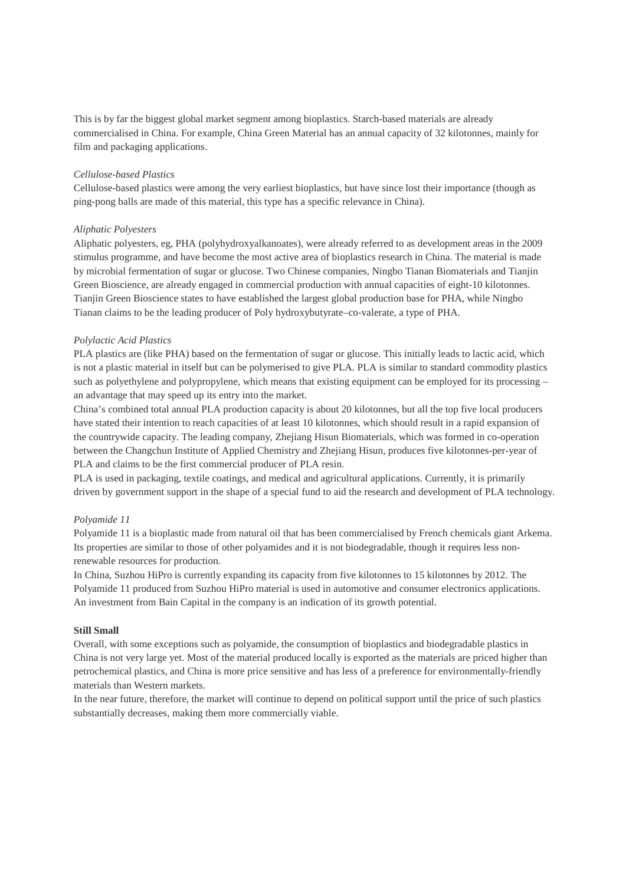This is by far the biggest global market segment among bioplastics. Starch-based materials are already commercialised in China. For example, China Green Material has an annual capacity of 32 kilotonnes, mainly for film and packaging applications.

*Cellulose-based Plastics*

Cellulose-based plastics were among the very earliest bioplastics, but have since lost their importance (though as ping-pong balls are made of this material, this type has a specific relevance in China).

*Aliphatic Polyesters*

Aliphatic polyesters, eg, PHA (polyhydroxyalkanoates), were already referred to as development areas in the 2009 stimulus programme, and have become the most active area of bioplastics research in China. The material is made by microbial fermentation of sugar or glucose. Two Chinese companies, Ningbo Tianan Biomaterials and Tianjin Green Bioscience, are already engaged in commercial production with annual capacities of eight-10 kilotonnes. Tianjin Green Bioscience states to have established the largest global production base for PHA, while Ningbo Tianan claims to be the leading producer of Poly hydroxybutyrate–co-valerate, a type of PHA.

*Polylactic Acid Plastics*

PLA plastics are (like PHA) based on the fermentation of sugar or glucose. This initially leads to lactic acid, which is not a plastic material in itself but can be polymerised to give PLA. PLA is similar to standard commodity plastics such as polyethylene and polypropylene, which means that existing equipment can be employed for its processing – an advantage that may speed up its entry into the market.

China's combined total annual PLA production capacity is about 20 kilotonnes, but all the top five local producers have stated their intention to reach capacities of at least 10 kilotonnes, which should result in a rapid expansion of the countrywide capacity. The leading company, Zhejiang Hisun Biomaterials, which was formed in co-operation between the Changchun Institute of Applied Chemistry and Zhejiang Hisun, produces five kilotonnes-per-year of PLA and claims to be the first commercial producer of PLA resin.

PLA is used in packaging, textile coatings, and medical and agricultural applications. Currently, it is primarily driven by government support in the shape of a special fund to aid the research and development of PLA technology.

*Polyamide 11*

Polyamide 11 is a bioplastic made from natural oil that has been commercialised by French chemicals giant Arkema. Its properties are similar to those of other polyamides and it is not biodegradable, though it requires less non-renewable resources for production.

In China, Suzhou HiPro is currently expanding its capacity from five kilotonnes to 15 kilotonnes by 2012. The Polyamide 11 produced from Suzhou HiPro material is used in automotive and consumer electronics applications. An investment from Bain Capital in the company is an indication of its growth potential.

**Still Small**

Overall, with some exceptions such as polyamide, the consumption of bioplastics and biodegradable plastics in China is not very large yet. Most of the material produced locally is exported as the materials are priced higher than petrochemical plastics, and China is more price sensitive and has less of a preference for environmentally-friendly materials than Western markets.

In the near future, therefore, the market will continue to depend on political support until the price of such plastics substantially decreases, making them more commercially viable.